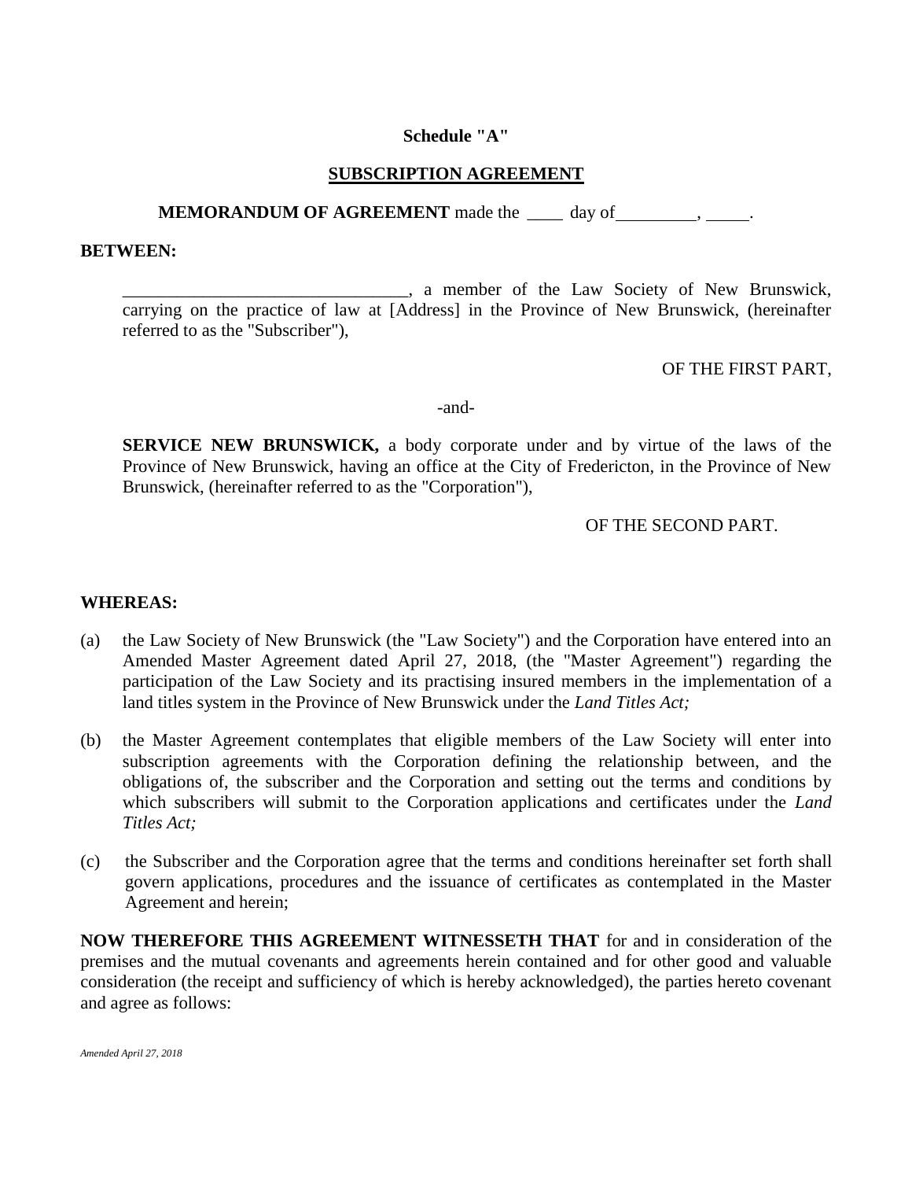**Schedule "A"**

**SUBSCRIPTION AGREEMENT**

**MEMORANDUM OF AGREEMENT** made the ____ day of_________, _____.

**BETWEEN:**

> ________________________________, a member of the Law Society of New Brunswick, carrying on the practice of law at [Address] in the Province of New Brunswick, (hereinafter referred to as the "Subscriber"),
>
> OF THE FIRST PART,
>
> -and-
>
> **SERVICE NEW BRUNSWICK,** a body corporate under and by virtue of the laws of the Province of New Brunswick, having an office at the City of Fredericton, in the Province of New Brunswick, (hereinafter referred to as the "Corporation"),
>
> OF THE SECOND PART.

**WHEREAS:**

(a) the Law Society of New Brunswick (the "Law Society") and the Corporation have entered into an Amended Master Agreement dated April 27, 2018, (the "Master Agreement") regarding the participation of the Law Society and its practising insured members in the implementation of a land titles system in the Province of New Brunswick under the *Land Titles Act;*

(b) the Master Agreement contemplates that eligible members of the Law Society will enter into subscription agreements with the Corporation defining the relationship between, and the obligations of, the subscriber and the Corporation and setting out the terms and conditions by which subscribers will submit to the Corporation applications and certificates under the *Land Titles Act;*

(c) the Subscriber and the Corporation agree that the terms and conditions hereinafter set forth shall govern applications, procedures and the issuance of certificates as contemplated in the Master Agreement and herein;

**NOW THEREFORE THIS AGREEMENT WITNESSETH THAT** for and in consideration of the premises and the mutual covenants and agreements herein contained and for other good and valuable consideration (the receipt and sufficiency of which is hereby acknowledged), the parties hereto covenant and agree as follows:

*Amended April 27, 2018*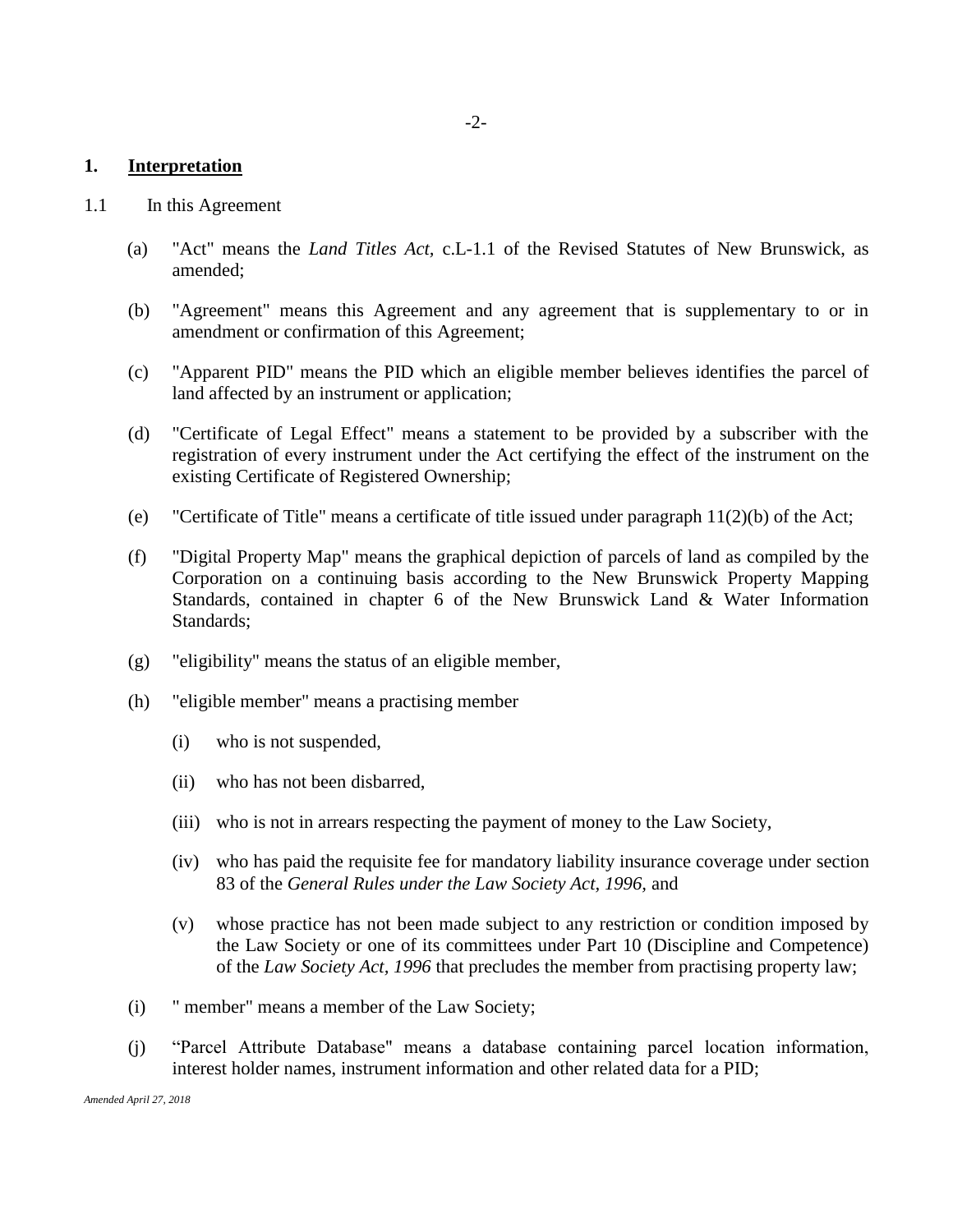## 1. Interpretation

1.1 In this Agreement

(a) "Act" means the *Land Titles Act,* c.L-1.1 of the Revised Statutes of New Brunswick, as amended;

(b) "Agreement" means this Agreement and any agreement that is supplementary to or in amendment or confirmation of this Agreement;

(c) "Apparent PID" means the PID which an eligible member believes identifies the parcel of land affected by an instrument or application;

(d) "Certificate of Legal Effect" means a statement to be provided by a subscriber with the registration of every instrument under the Act certifying the effect of the instrument on the existing Certificate of Registered Ownership;

(e) "Certificate of Title" means a certificate of title issued under paragraph 11(2)(b) of the Act;

(f) "Digital Property Map" means the graphical depiction of parcels of land as compiled by the Corporation on a continuing basis according to the New Brunswick Property Mapping Standards, contained in chapter 6 of the New Brunswick Land & Water Information Standards;

(g) "eligibility" means the status of an eligible member,

(h) "eligible member" means a practising member

  (i) who is not suspended,

  (ii) who has not been disbarred,

  (iii) who is not in arrears respecting the payment of money to the Law Society,

  (iv) who has paid the requisite fee for mandatory liability insurance coverage under section 83 of the *General Rules under the Law Society Act, 1996,* and

  (v) whose practice has not been made subject to any restriction or condition imposed by the Law Society or one of its committees under Part 10 (Discipline and Competence) of the *Law Society Act, 1996* that precludes the member from practising property law;

(i) " member" means a member of the Law Society;

(j) "Parcel Attribute Database" means a database containing parcel location information, interest holder names, instrument information and other related data for a PID;

*Amended April 27, 2018*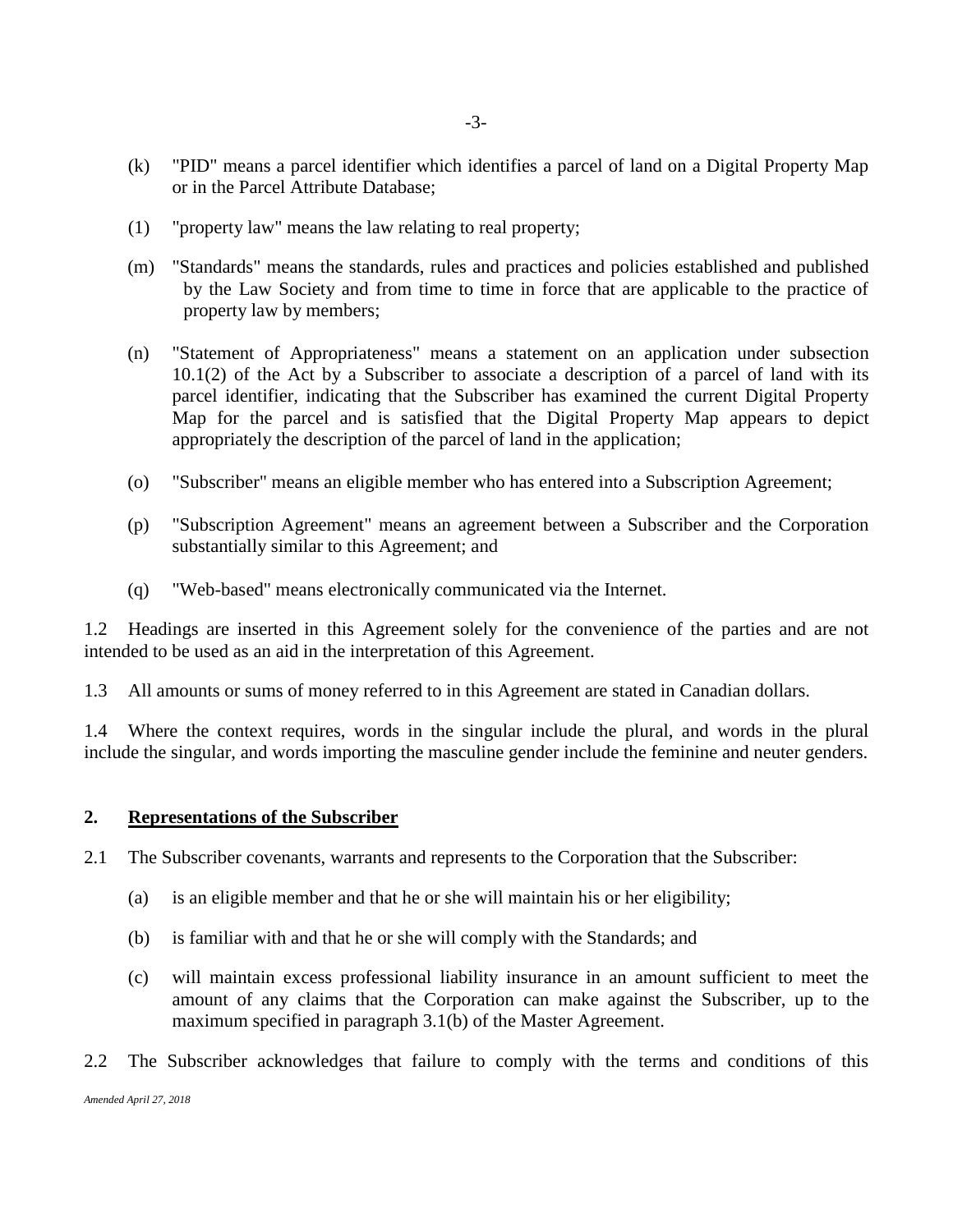(k) "PID" means a parcel identifier which identifies a parcel of land on a Digital Property Map or in the Parcel Attribute Database;

(l) "property law" means the law relating to real property;

(m) "Standards" means the standards, rules and practices and policies established and published by the Law Society and from time to time in force that are applicable to the practice of property law by members;

(n) "Statement of Appropriateness" means a statement on an application under subsection 10.1(2) of the Act by a Subscriber to associate a description of a parcel of land with its parcel identifier, indicating that the Subscriber has examined the current Digital Property Map for the parcel and is satisfied that the Digital Property Map appears to depict appropriately the description of the parcel of land in the application;

(o) "Subscriber" means an eligible member who has entered into a Subscription Agreement;

(p) "Subscription Agreement" means an agreement between a Subscriber and the Corporation substantially similar to this Agreement; and

(q) "Web-based" means electronically communicated via the Internet.

1.2 Headings are inserted in this Agreement solely for the convenience of the parties and are not intended to be used as an aid in the interpretation of this Agreement.

1.3 All amounts or sums of money referred to in this Agreement are stated in Canadian dollars.

1.4 Where the context requires, words in the singular include the plural, and words in the plural include the singular, and words importing the masculine gender include the feminine and neuter genders.

## 2. Representations of the Subscriber

2.1 The Subscriber covenants, warrants and represents to the Corporation that the Subscriber:

(a) is an eligible member and that he or she will maintain his or her eligibility;

(b) is familiar with and that he or she will comply with the Standards; and

(c) will maintain excess professional liability insurance in an amount sufficient to meet the amount of any claims that the Corporation can make against the Subscriber, up to the maximum specified in paragraph 3.1(b) of the Master Agreement.

2.2 The Subscriber acknowledges that failure to comply with the terms and conditions of this

*Amended April 27, 2018*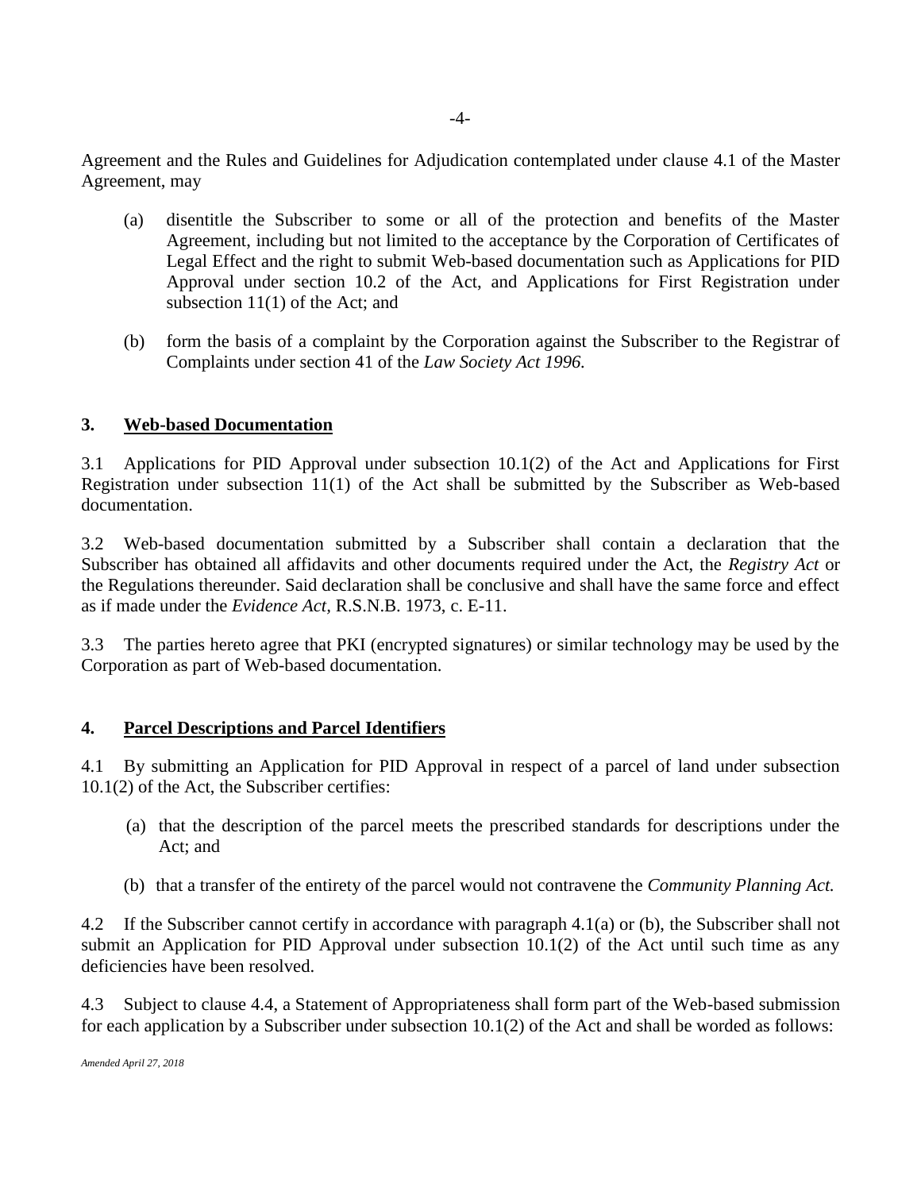Agreement and the Rules and Guidelines for Adjudication contemplated under clause 4.1 of the Master Agreement, may

(a) disentitle the Subscriber to some or all of the protection and benefits of the Master Agreement, including but not limited to the acceptance by the Corporation of Certificates of Legal Effect and the right to submit Web-based documentation such as Applications for PID Approval under section 10.2 of the Act, and Applications for First Registration under subsection 11(1) of the Act; and

(b) form the basis of a complaint by the Corporation against the Subscriber to the Registrar of Complaints under section 41 of the *Law Society Act 1996.*

## 3. <u>Web-based Documentation</u>

3.1 Applications for PID Approval under subsection 10.1(2) of the Act and Applications for First Registration under subsection 11(1) of the Act shall be submitted by the Subscriber as Web-based documentation.

3.2 Web-based documentation submitted by a Subscriber shall contain a declaration that the Subscriber has obtained all affidavits and other documents required under the Act, the *Registry Act* or the Regulations thereunder. Said declaration shall be conclusive and shall have the same force and effect as if made under the *Evidence Act,* R.S.N.B. 1973, c. E-11.

3.3 The parties hereto agree that PKI (encrypted signatures) or similar technology may be used by the Corporation as part of Web-based documentation.

## 4. <u>Parcel Descriptions and Parcel Identifiers</u>

4.1 By submitting an Application for PID Approval in respect of a parcel of land under subsection 10.1(2) of the Act, the Subscriber certifies:

(a) that the description of the parcel meets the prescribed standards for descriptions under the Act; and

(b) that a transfer of the entirety of the parcel would not contravene the *Community Planning Act.*

4.2 If the Subscriber cannot certify in accordance with paragraph 4.1(a) or (b), the Subscriber shall not submit an Application for PID Approval under subsection 10.1(2) of the Act until such time as any deficiencies have been resolved.

4.3 Subject to clause 4.4, a Statement of Appropriateness shall form part of the Web-based submission for each application by a Subscriber under subsection 10.1(2) of the Act and shall be worded as follows:

*Amended April 27, 2018*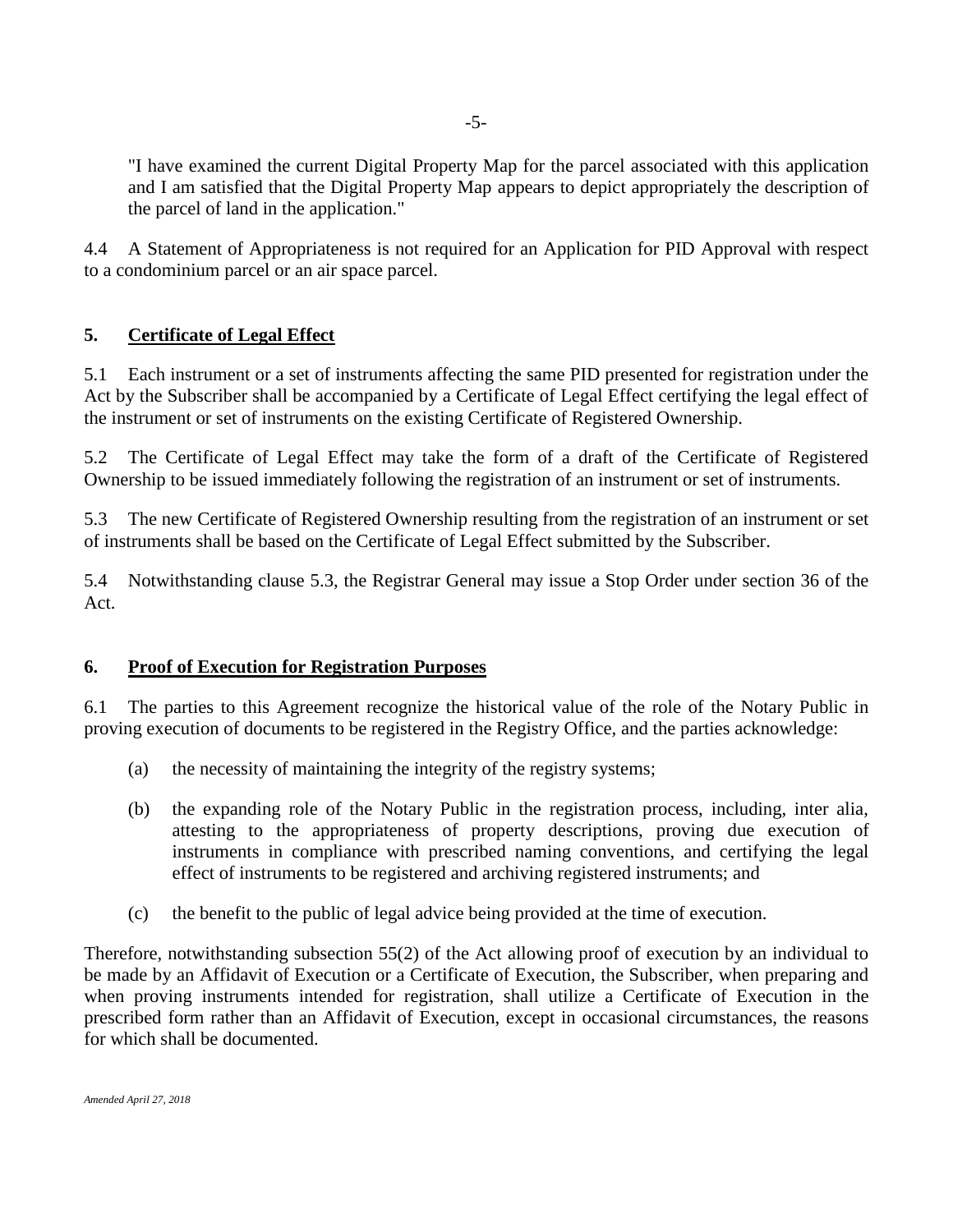"I have examined the current Digital Property Map for the parcel associated with this application and I am satisfied that the Digital Property Map appears to depict appropriately the description of the parcel of land in the application."

4.4 A Statement of Appropriateness is not required for an Application for PID Approval with respect to a condominium parcel or an air space parcel.

## 5. Certificate of Legal Effect

5.1 Each instrument or a set of instruments affecting the same PID presented for registration under the Act by the Subscriber shall be accompanied by a Certificate of Legal Effect certifying the legal effect of the instrument or set of instruments on the existing Certificate of Registered Ownership.

5.2 The Certificate of Legal Effect may take the form of a draft of the Certificate of Registered Ownership to be issued immediately following the registration of an instrument or set of instruments.

5.3 The new Certificate of Registered Ownership resulting from the registration of an instrument or set of instruments shall be based on the Certificate of Legal Effect submitted by the Subscriber.

5.4 Notwithstanding clause 5.3, the Registrar General may issue a Stop Order under section 36 of the Act.

## 6. Proof of Execution for Registration Purposes

6.1 The parties to this Agreement recognize the historical value of the role of the Notary Public in proving execution of documents to be registered in the Registry Office, and the parties acknowledge:

(a) the necessity of maintaining the integrity of the registry systems;

(b) the expanding role of the Notary Public in the registration process, including, inter alia, attesting to the appropriateness of property descriptions, proving due execution of instruments in compliance with prescribed naming conventions, and certifying the legal effect of instruments to be registered and archiving registered instruments; and

(c) the benefit to the public of legal advice being provided at the time of execution.

Therefore, notwithstanding subsection 55(2) of the Act allowing proof of execution by an individual to be made by an Affidavit of Execution or a Certificate of Execution, the Subscriber, when preparing and when proving instruments intended for registration, shall utilize a Certificate of Execution in the prescribed form rather than an Affidavit of Execution, except in occasional circumstances, the reasons for which shall be documented.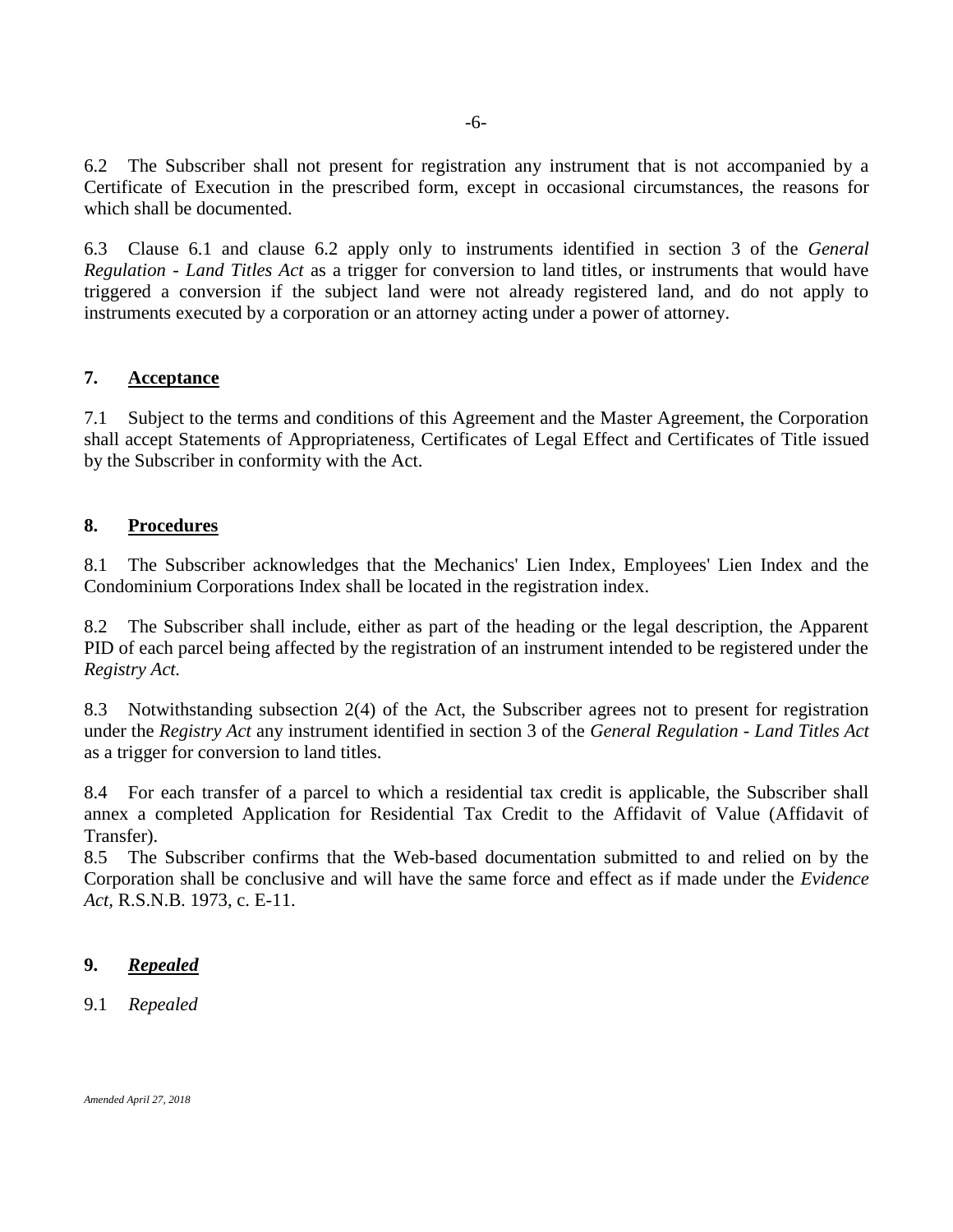6.2 The Subscriber shall not present for registration any instrument that is not accompanied by a Certificate of Execution in the prescribed form, except in occasional circumstances, the reasons for which shall be documented.

6.3 Clause 6.1 and clause 6.2 apply only to instruments identified in section 3 of the *General Regulation - Land Titles Act* as a trigger for conversion to land titles, or instruments that would have triggered a conversion if the subject land were not already registered land, and do not apply to instruments executed by a corporation or an attorney acting under a power of attorney.

## 7. Acceptance

7.1 Subject to the terms and conditions of this Agreement and the Master Agreement, the Corporation shall accept Statements of Appropriateness, Certificates of Legal Effect and Certificates of Title issued by the Subscriber in conformity with the Act.

## 8. Procedures

8.1 The Subscriber acknowledges that the Mechanics' Lien Index, Employees' Lien Index and the Condominium Corporations Index shall be located in the registration index.

8.2 The Subscriber shall include, either as part of the heading or the legal description, the Apparent PID of each parcel being affected by the registration of an instrument intended to be registered under the *Registry Act*.

8.3 Notwithstanding subsection 2(4) of the Act, the Subscriber agrees not to present for registration under the *Registry Act* any instrument identified in section 3 of the *General Regulation - Land Titles Act* as a trigger for conversion to land titles.

8.4 For each transfer of a parcel to which a residential tax credit is applicable, the Subscriber shall annex a completed Application for Residential Tax Credit to the Affidavit of Value (Affidavit of Transfer).

8.5 The Subscriber confirms that the Web-based documentation submitted to and relied on by the Corporation shall be conclusive and will have the same force and effect as if made under the *Evidence Act*, R.S.N.B. 1973, c. E-11.

## 9. *Repealed*

9.1 *Repealed*

*Amended April 27, 2018*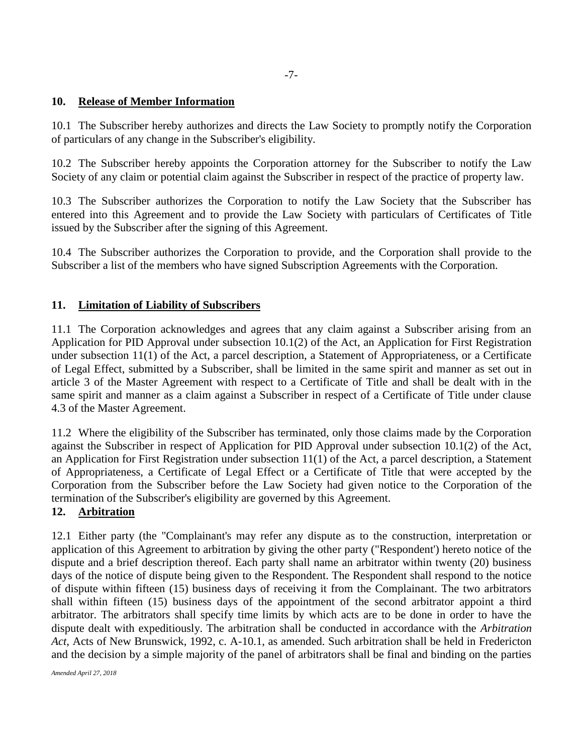## 10. Release of Member Information

10.1 The Subscriber hereby authorizes and directs the Law Society to promptly notify the Corporation of particulars of any change in the Subscriber's eligibility.

10.2 The Subscriber hereby appoints the Corporation attorney for the Subscriber to notify the Law Society of any claim or potential claim against the Subscriber in respect of the practice of property law.

10.3 The Subscriber authorizes the Corporation to notify the Law Society that the Subscriber has entered into this Agreement and to provide the Law Society with particulars of Certificates of Title issued by the Subscriber after the signing of this Agreement.

10.4 The Subscriber authorizes the Corporation to provide, and the Corporation shall provide to the Subscriber a list of the members who have signed Subscription Agreements with the Corporation.

## 11. Limitation of Liability of Subscribers

11.1 The Corporation acknowledges and agrees that any claim against a Subscriber arising from an Application for PID Approval under subsection 10.1(2) of the Act, an Application for First Registration under subsection 11(1) of the Act, a parcel description, a Statement of Appropriateness, or a Certificate of Legal Effect, submitted by a Subscriber, shall be limited in the same spirit and manner as set out in article 3 of the Master Agreement with respect to a Certificate of Title and shall be dealt with in the same spirit and manner as a claim against a Subscriber in respect of a Certificate of Title under clause 4.3 of the Master Agreement.

11.2 Where the eligibility of the Subscriber has terminated, only those claims made by the Corporation against the Subscriber in respect of Application for PID Approval under subsection 10.1(2) of the Act, an Application for First Registration under subsection 11(1) of the Act, a parcel description, a Statement of Appropriateness, a Certificate of Legal Effect or a Certificate of Title that were accepted by the Corporation from the Subscriber before the Law Society had given notice to the Corporation of the termination of the Subscriber's eligibility are governed by this Agreement.

## 12. Arbitration

12.1 Either party (the "Complainant's may refer any dispute as to the construction, interpretation or application of this Agreement to arbitration by giving the other party ("Respondent') hereto notice of the dispute and a brief description thereof. Each party shall name an arbitrator within twenty (20) business days of the notice of dispute being given to the Respondent. The Respondent shall respond to the notice of dispute within fifteen (15) business days of receiving it from the Complainant. The two arbitrators shall within fifteen (15) business days of the appointment of the second arbitrator appoint a third arbitrator. The arbitrators shall specify time limits by which acts are to be done in order to have the dispute dealt with expeditiously. The arbitration shall be conducted in accordance with the *Arbitration Act,* Acts of New Brunswick, 1992, c. A-10.1, as amended. Such arbitration shall be held in Fredericton and the decision by a simple majority of the panel of arbitrators shall be final and binding on the parties

*Amended April 27, 2018*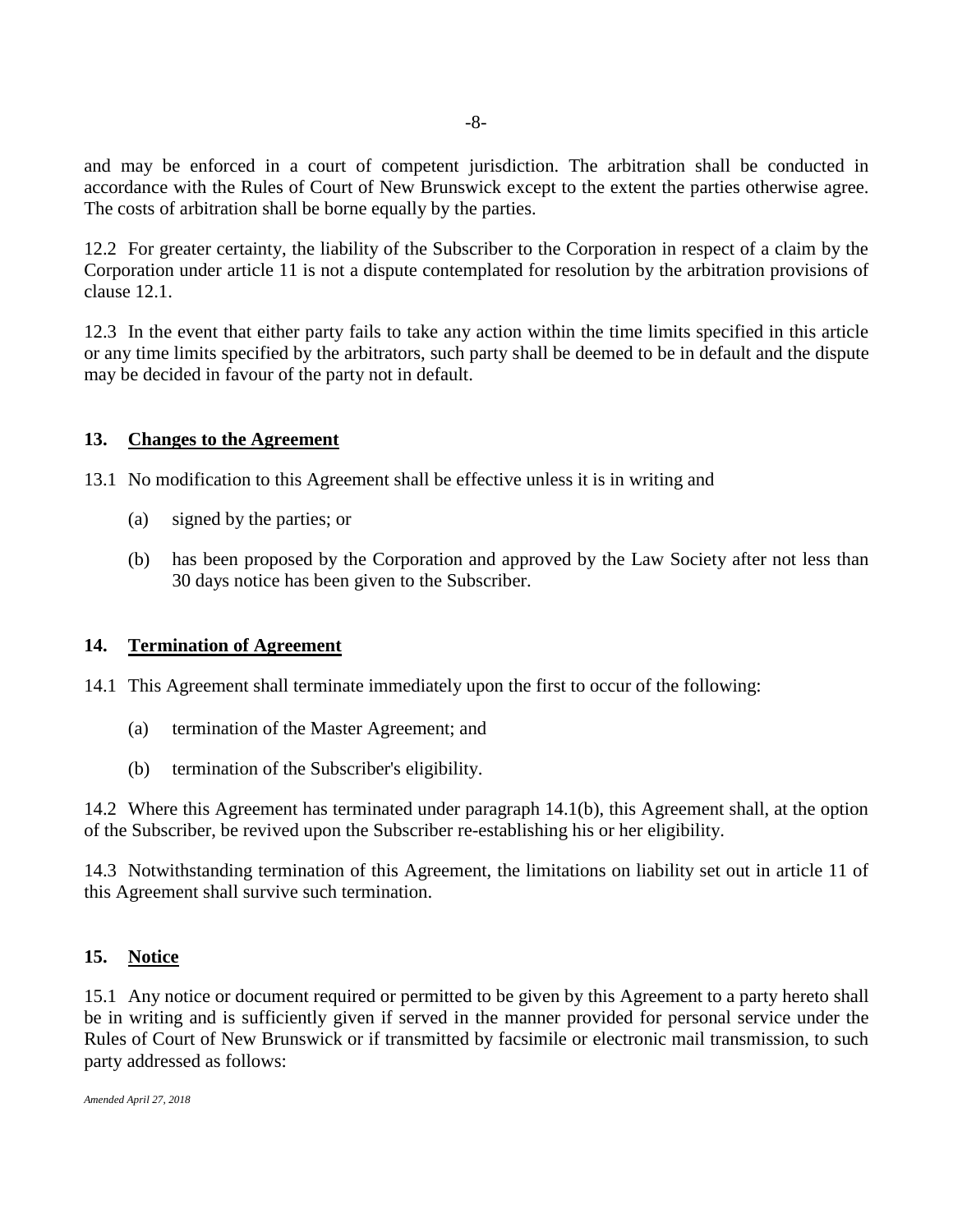and may be enforced in a court of competent jurisdiction. The arbitration shall be conducted in accordance with the Rules of Court of New Brunswick except to the extent the parties otherwise agree. The costs of arbitration shall be borne equally by the parties.

12.2 For greater certainty, the liability of the Subscriber to the Corporation in respect of a claim by the Corporation under article 11 is not a dispute contemplated for resolution by the arbitration provisions of clause 12.1.

12.3 In the event that either party fails to take any action within the time limits specified in this article or any time limits specified by the arbitrators, such party shall be deemed to be in default and the dispute may be decided in favour of the party not in default.

## 13. Changes to the Agreement

13.1 No modification to this Agreement shall be effective unless it is in writing and

(a) signed by the parties; or

(b) has been proposed by the Corporation and approved by the Law Society after not less than 30 days notice has been given to the Subscriber.

## 14. Termination of Agreement

14.1 This Agreement shall terminate immediately upon the first to occur of the following:

(a) termination of the Master Agreement; and

(b) termination of the Subscriber's eligibility.

14.2 Where this Agreement has terminated under paragraph 14.1(b), this Agreement shall, at the option of the Subscriber, be revived upon the Subscriber re-establishing his or her eligibility.

14.3 Notwithstanding termination of this Agreement, the limitations on liability set out in article 11 of this Agreement shall survive such termination.

## 15. Notice

15.1 Any notice or document required or permitted to be given by this Agreement to a party hereto shall be in writing and is sufficiently given if served in the manner provided for personal service under the Rules of Court of New Brunswick or if transmitted by facsimile or electronic mail transmission, to such party addressed as follows: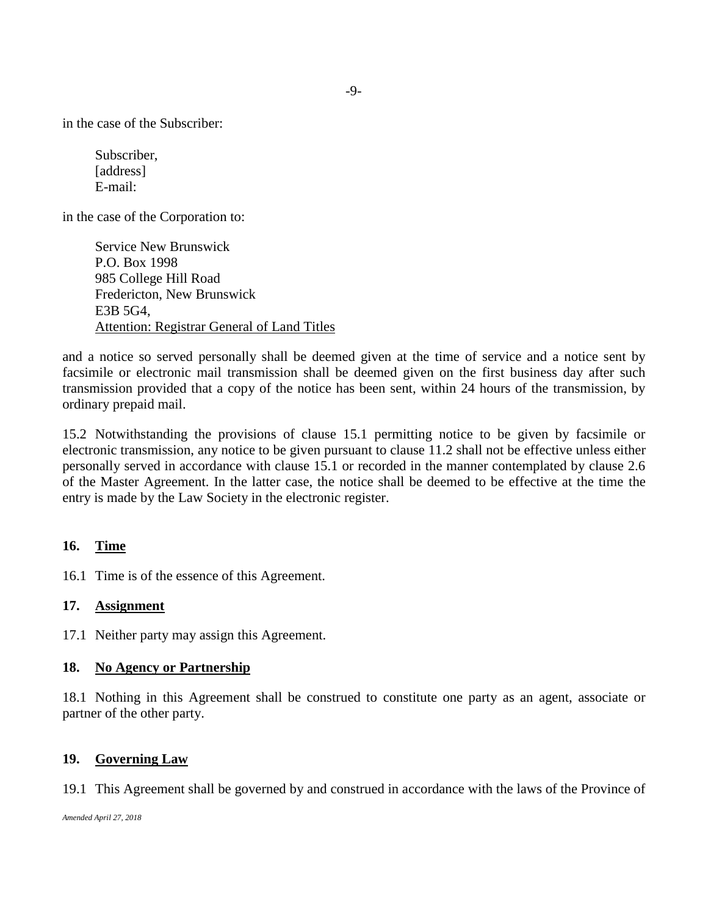in the case of the Subscriber:

Subscriber,
[address]
E-mail:

in the case of the Corporation to:

Service New Brunswick
P.O. Box 1998
985 College Hill Road
Fredericton, New Brunswick
E3B 5G4,
Attention: Registrar General of Land Titles

and a notice so served personally shall be deemed given at the time of service and a notice sent by facsimile or electronic mail transmission shall be deemed given on the first business day after such transmission provided that a copy of the notice has been sent, within 24 hours of the transmission, by ordinary prepaid mail.

15.2 Notwithstanding the provisions of clause 15.1 permitting notice to be given by facsimile or electronic transmission, any notice to be given pursuant to clause 11.2 shall not be effective unless either personally served in accordance with clause 15.1 or recorded in the manner contemplated by clause 2.6 of the Master Agreement. In the latter case, the notice shall be deemed to be effective at the time the entry is made by the Law Society in the electronic register.

## 16. Time

16.1 Time is of the essence of this Agreement.

## 17. Assignment

17.1 Neither party may assign this Agreement.

## 18. No Agency or Partnership

18.1 Nothing in this Agreement shall be construed to constitute one party as an agent, associate or partner of the other party.

## 19. Governing Law

19.1 This Agreement shall be governed by and construed in accordance with the laws of the Province of

*Amended April 27, 2018*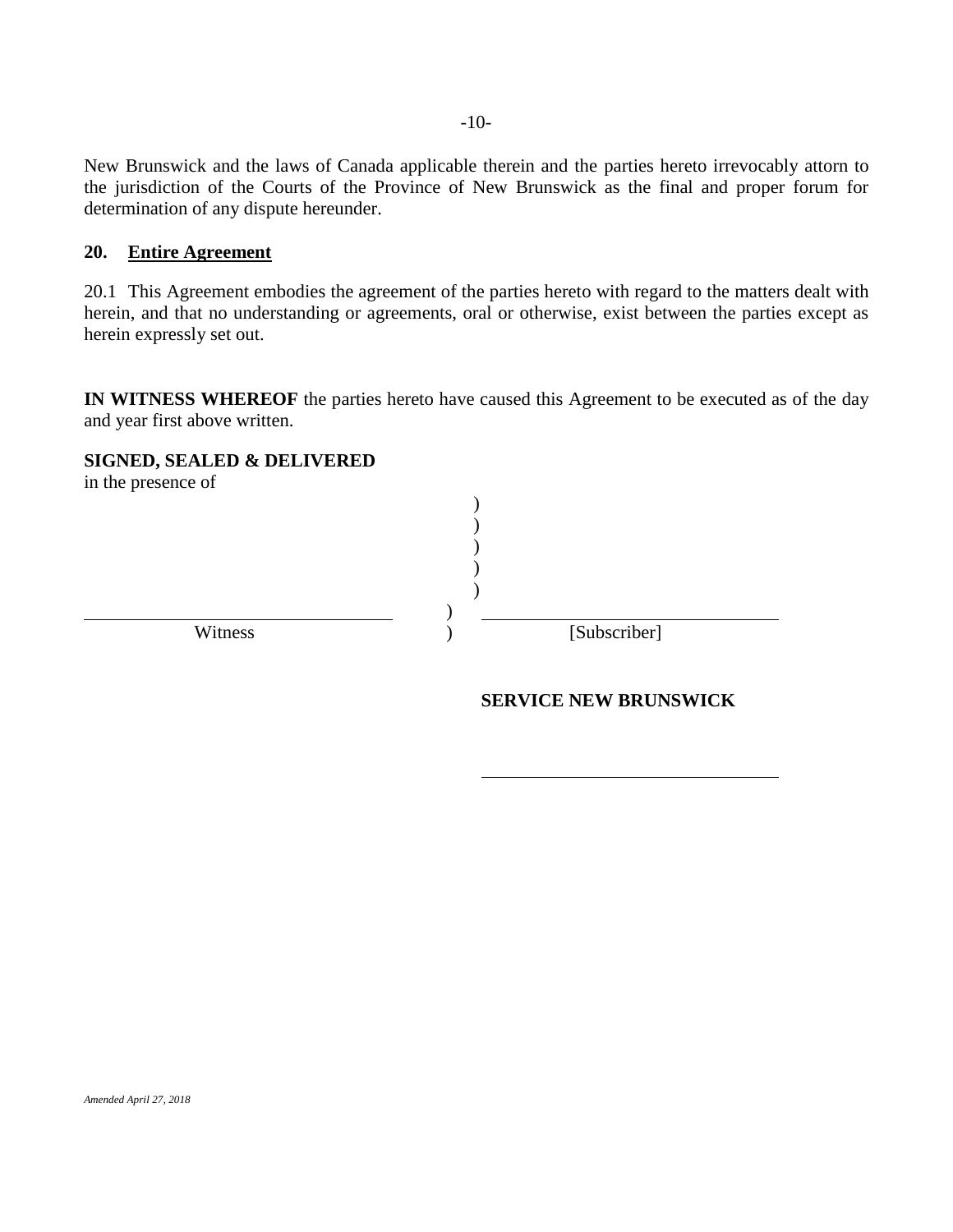New Brunswick and the laws of Canada applicable therein and the parties hereto irrevocably attorn to the jurisdiction of the Courts of the Province of New Brunswick as the final and proper forum for determination of any dispute hereunder.

## 20. Entire Agreement

20.1 This Agreement embodies the agreement of the parties hereto with regard to the matters dealt with herein, and that no understanding or agreements, oral or otherwise, exist between the parties except as herein expressly set out.

**IN WITNESS WHEREOF** the parties hereto have caused this Agreement to be executed as of the day and year first above written.

**SIGNED, SEALED & DELIVERED**
in the presence of

| | | |
|---|---|---|
| ______________________________ | ) | ______________________________ |
| Witness | ) | [Subscriber] |

**SERVICE NEW BRUNSWICK**

______________________________

*Amended April 27, 2018*